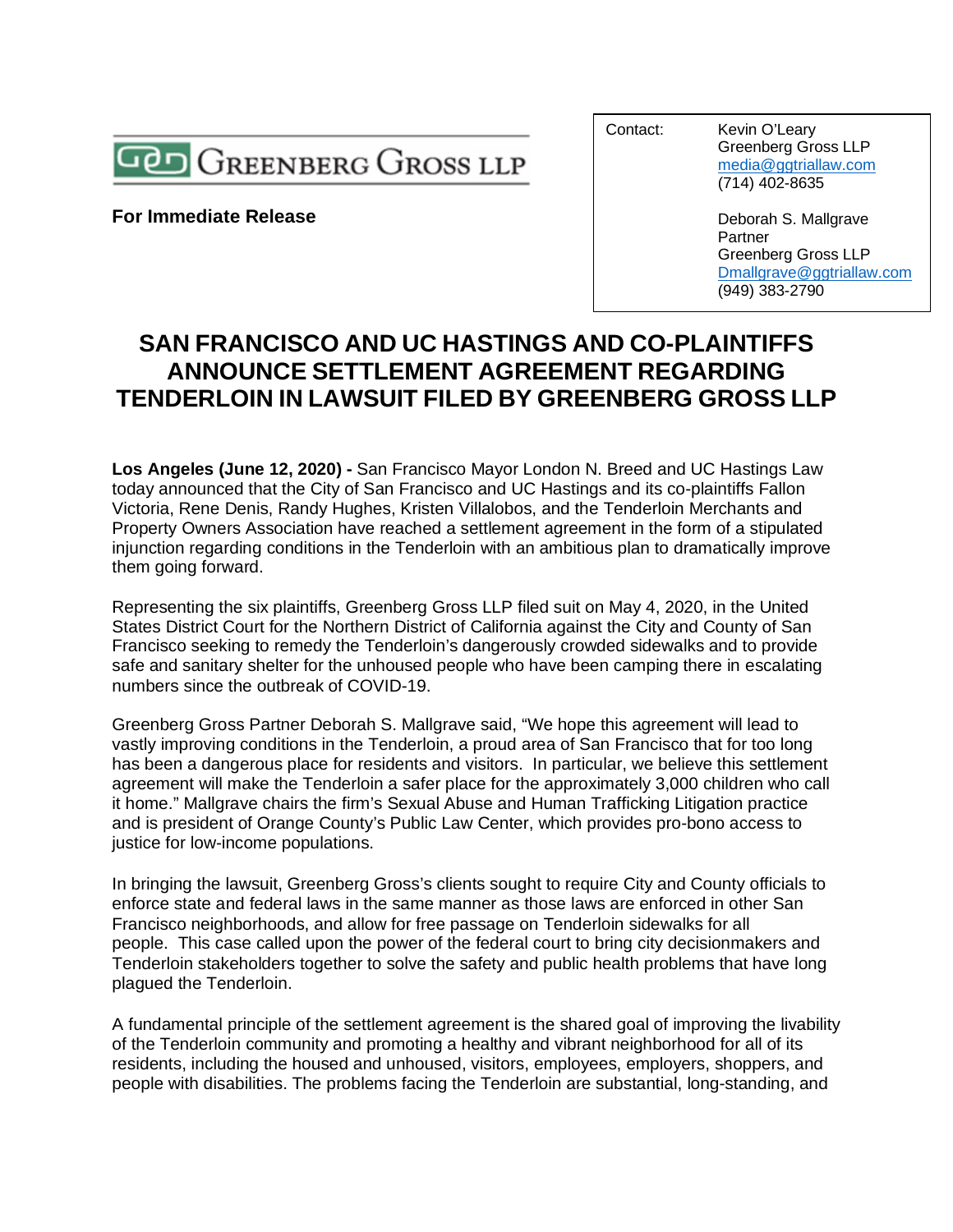GREENBERG GROSS LLP

**For Immediate Release**

| Contact: | Kevin O'Leary<br>Greenberg Gross LLP<br>media@ggtriallaw.com<br>(714) 402-8635<br><br>Deborah S. Mallgrave<br>Partner<br>Greenberg Gross LLP<br>Dmallgrave@ggtriallaw.com<br>(949) 383-2790 |
|---|---|

# SAN FRANCISCO AND UC HASTINGS AND CO-PLAINTIFFS ANNOUNCE SETTLEMENT AGREEMENT REGARDING TENDERLOIN IN LAWSUIT FILED BY GREENBERG GROSS LLP

**Los Angeles (June 12, 2020) -** San Francisco Mayor London N. Breed and UC Hastings Law today announced that the City of San Francisco and UC Hastings and its co-plaintiffs Fallon Victoria, Rene Denis, Randy Hughes, Kristen Villalobos, and the Tenderloin Merchants and Property Owners Association have reached a settlement agreement in the form of a stipulated injunction regarding conditions in the Tenderloin with an ambitious plan to dramatically improve them going forward.

Representing the six plaintiffs, Greenberg Gross LLP filed suit on May 4, 2020, in the United States District Court for the Northern District of California against the City and County of San Francisco seeking to remedy the Tenderloin's dangerously crowded sidewalks and to provide safe and sanitary shelter for the unhoused people who have been camping there in escalating numbers since the outbreak of COVID-19.

Greenberg Gross Partner Deborah S. Mallgrave said, "We hope this agreement will lead to vastly improving conditions in the Tenderloin, a proud area of San Francisco that for too long has been a dangerous place for residents and visitors. In particular, we believe this settlement agreement will make the Tenderloin a safer place for the approximately 3,000 children who call it home." Mallgrave chairs the firm's Sexual Abuse and Human Trafficking Litigation practice and is president of Orange County's Public Law Center, which provides pro-bono access to justice for low-income populations.

In bringing the lawsuit, Greenberg Gross's clients sought to require City and County officials to enforce state and federal laws in the same manner as those laws are enforced in other San Francisco neighborhoods, and allow for free passage on Tenderloin sidewalks for all people. This case called upon the power of the federal court to bring city decisionmakers and Tenderloin stakeholders together to solve the safety and public health problems that have long plagued the Tenderloin.

A fundamental principle of the settlement agreement is the shared goal of improving the livability of the Tenderloin community and promoting a healthy and vibrant neighborhood for all of its residents, including the housed and unhoused, visitors, employees, employers, shoppers, and people with disabilities. The problems facing the Tenderloin are substantial, long-standing, and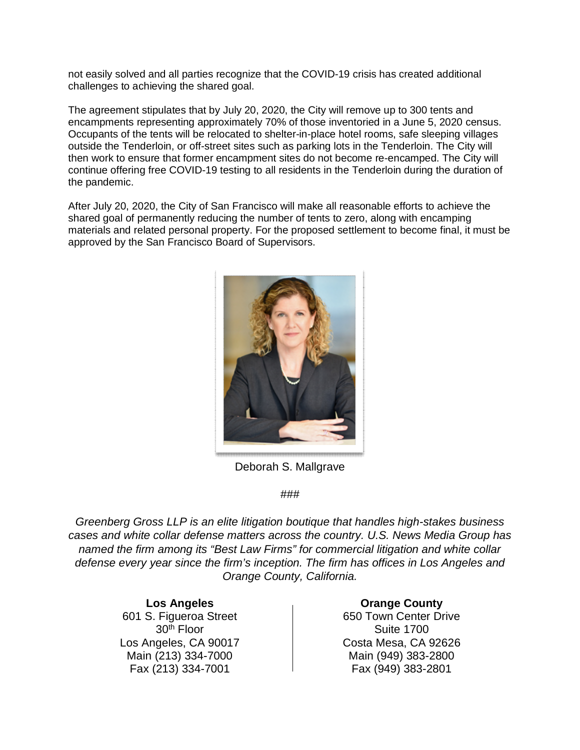not easily solved and all parties recognize that the COVID-19 crisis has created additional challenges to achieving the shared goal.

The agreement stipulates that by July 20, 2020, the City will remove up to 300 tents and encampments representing approximately 70% of those inventoried in a June 5, 2020 census. Occupants of the tents will be relocated to shelter-in-place hotel rooms, safe sleeping villages outside the Tenderloin, or off-street sites such as parking lots in the Tenderloin. The City will then work to ensure that former encampment sites do not become re-encamped. The City will continue offering free COVID-19 testing to all residents in the Tenderloin during the duration of the pandemic.

After July 20, 2020, the City of San Francisco will make all reasonable efforts to achieve the shared goal of permanently reducing the number of tents to zero, along with encamping materials and related personal property. For the proposed settlement to become final, it must be approved by the San Francisco Board of Supervisors.

Deborah S. Mallgrave

###

*Greenberg Gross LLP is an elite litigation boutique that handles high-stakes business cases and white collar defense matters across the country. U.S. News Media Group has named the firm among its "Best Law Firms" for commercial litigation and white collar defense every year since the firm's inception. The firm has offices in Los Angeles and Orange County, California.*

**Los Angeles**
601 S. Figueroa Street
30th Floor
Los Angeles, CA 90017
Main (213) 334-7000
Fax (213) 334-7001

**Orange County**
650 Town Center Drive
Suite 1700
Costa Mesa, CA 92626
Main (949) 383-2800
Fax (949) 383-2801